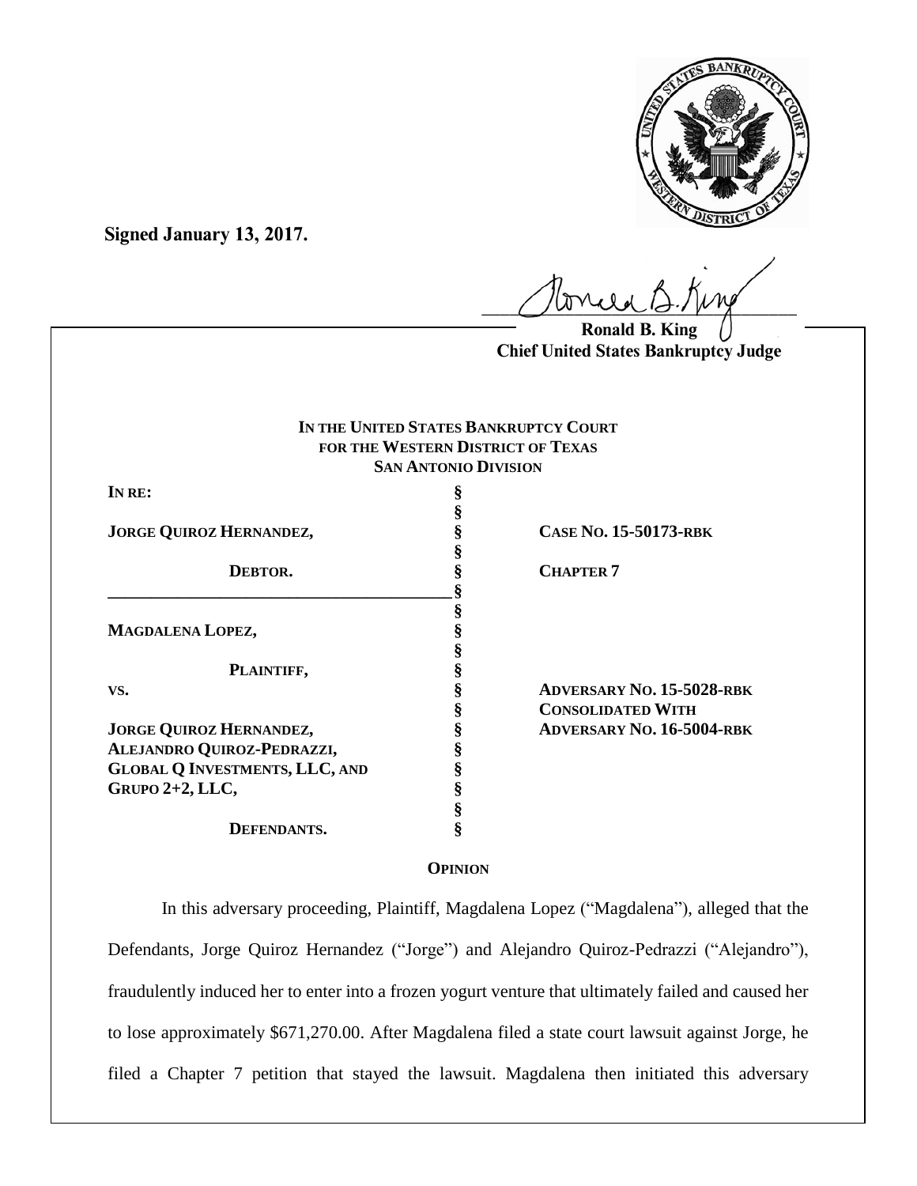**Signed January 13, 2017.**

Ronald B. King
Chief United States Bankruptcy Judge

**IN THE UNITED STATES BANKRUPTCY COURT**
**FOR THE WESTERN DISTRICT OF TEXAS**
**SAN ANTONIO DIVISION**

| | | |
|---|---|---|
| **IN RE:** | § | |
| | § | |
| **JORGE QUIROZ HERNANDEZ,** | § | **CASE NO. 15-50173-RBK** |
| | § | |
| **DEBTOR.** | § | **CHAPTER 7** |
| | § | |
| | § | |
| **MAGDALENA LOPEZ,** | § | |
| | § | |
| **PLAINTIFF,** | § | |
| **VS.** | § | **ADVERSARY NO. 15-5028-RBK** |
| | § | **CONSOLIDATED WITH** |
| **JORGE QUIROZ HERNANDEZ,** | § | **ADVERSARY NO. 16-5004-RBK** |
| **ALEJANDRO QUIROZ-PEDRAZZI,** | § | |
| **GLOBAL Q INVESTMENTS, LLC, AND** | § | |
| **GRUPO 2+2, LLC,** | § | |
| | § | |
| **DEFENDANTS.** | § | |

**OPINION**

In this adversary proceeding, Plaintiff, Magdalena Lopez ("Magdalena"), alleged that the Defendants, Jorge Quiroz Hernandez ("Jorge") and Alejandro Quiroz-Pedrazzi ("Alejandro"), fraudulently induced her to enter into a frozen yogurt venture that ultimately failed and caused her to lose approximately $671,270.00. After Magdalena filed a state court lawsuit against Jorge, he filed a Chapter 7 petition that stayed the lawsuit. Magdalena then initiated this adversary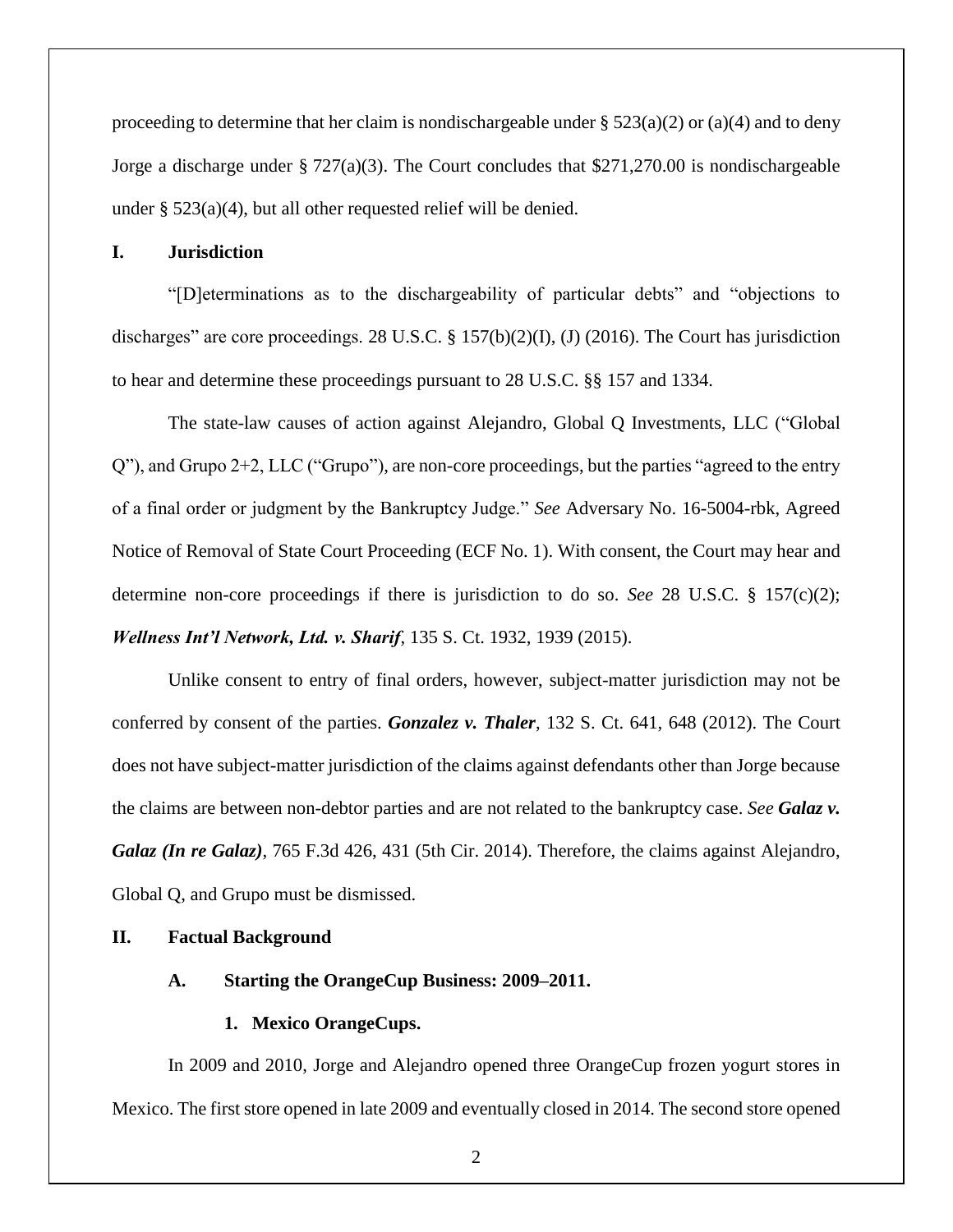proceeding to determine that her claim is nondischargeable under § 523(a)(2) or (a)(4) and to deny Jorge a discharge under § 727(a)(3). The Court concludes that $271,270.00 is nondischargeable under § 523(a)(4), but all other requested relief will be denied.

## I. Jurisdiction

"[D]eterminations as to the dischargeability of particular debts" and "objections to discharges" are core proceedings. 28 U.S.C. § 157(b)(2)(I), (J) (2016). The Court has jurisdiction to hear and determine these proceedings pursuant to 28 U.S.C. §§ 157 and 1334.

The state-law causes of action against Alejandro, Global Q Investments, LLC ("Global Q"), and Grupo 2+2, LLC ("Grupo"), are non-core proceedings, but the parties "agreed to the entry of a final order or judgment by the Bankruptcy Judge." *See* Adversary No. 16-5004-rbk, Agreed Notice of Removal of State Court Proceeding (ECF No. 1). With consent, the Court may hear and determine non-core proceedings if there is jurisdiction to do so. *See* 28 U.S.C. § 157(c)(2); ***Wellness Int'l Network, Ltd. v. Sharif***, 135 S. Ct. 1932, 1939 (2015).

Unlike consent to entry of final orders, however, subject-matter jurisdiction may not be conferred by consent of the parties. ***Gonzalez v. Thaler***, 132 S. Ct. 641, 648 (2012). The Court does not have subject-matter jurisdiction of the claims against defendants other than Jorge because the claims are between non-debtor parties and are not related to the bankruptcy case. *See* ***Galaz v. Galaz (In re Galaz)***, 765 F.3d 426, 431 (5th Cir. 2014). Therefore, the claims against Alejandro, Global Q, and Grupo must be dismissed.

## II. Factual Background

### A. Starting the OrangeCup Business: 2009–2011.

#### 1. Mexico OrangeCups.

In 2009 and 2010, Jorge and Alejandro opened three OrangeCup frozen yogurt stores in Mexico. The first store opened in late 2009 and eventually closed in 2014. The second store opened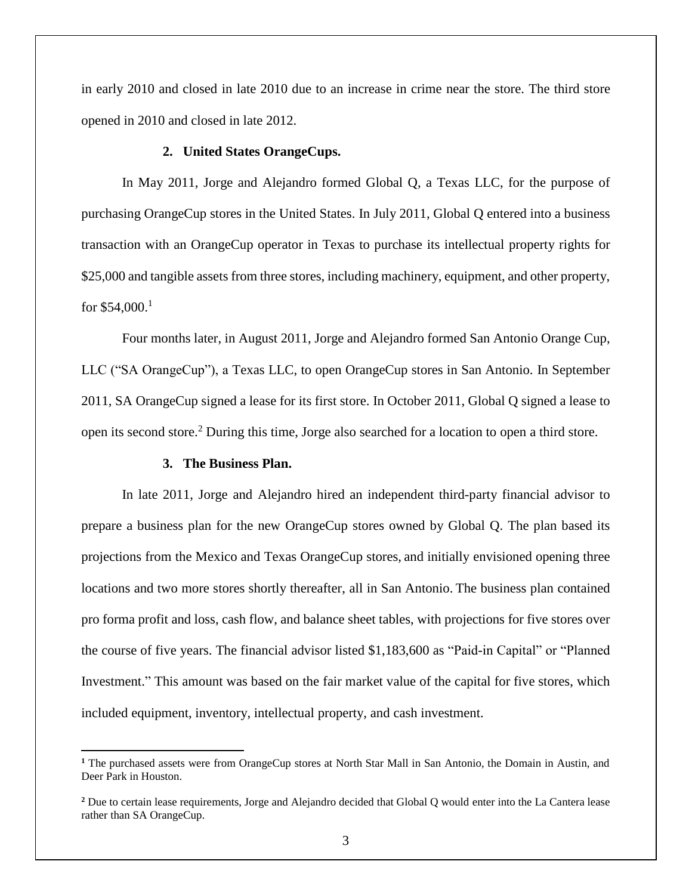in early 2010 and closed in late 2010 due to an increase in crime near the store. The third store opened in 2010 and closed in late 2012.

### 2. United States OrangeCups.

In May 2011, Jorge and Alejandro formed Global Q, a Texas LLC, for the purpose of purchasing OrangeCup stores in the United States. In July 2011, Global Q entered into a business transaction with an OrangeCup operator in Texas to purchase its intellectual property rights for $25,000 and tangible assets from three stores, including machinery, equipment, and other property, for $54,000.[1]

Four months later, in August 2011, Jorge and Alejandro formed San Antonio Orange Cup, LLC ("SA OrangeCup"), a Texas LLC, to open OrangeCup stores in San Antonio. In September 2011, SA OrangeCup signed a lease for its first store. In October 2011, Global Q signed a lease to open its second store.[2] During this time, Jorge also searched for a location to open a third store.

### 3. The Business Plan.

In late 2011, Jorge and Alejandro hired an independent third-party financial advisor to prepare a business plan for the new OrangeCup stores owned by Global Q. The plan based its projections from the Mexico and Texas OrangeCup stores, and initially envisioned opening three locations and two more stores shortly thereafter, all in San Antonio. The business plan contained pro forma profit and loss, cash flow, and balance sheet tables, with projections for five stores over the course of five years. The financial advisor listed $1,183,600 as "Paid-in Capital" or "Planned Investment." This amount was based on the fair market value of the capital for five stores, which included equipment, inventory, intellectual property, and cash investment.

---

[1] The purchased assets were from OrangeCup stores at North Star Mall in San Antonio, the Domain in Austin, and Deer Park in Houston.

[2] Due to certain lease requirements, Jorge and Alejandro decided that Global Q would enter into the La Cantera lease rather than SA OrangeCup.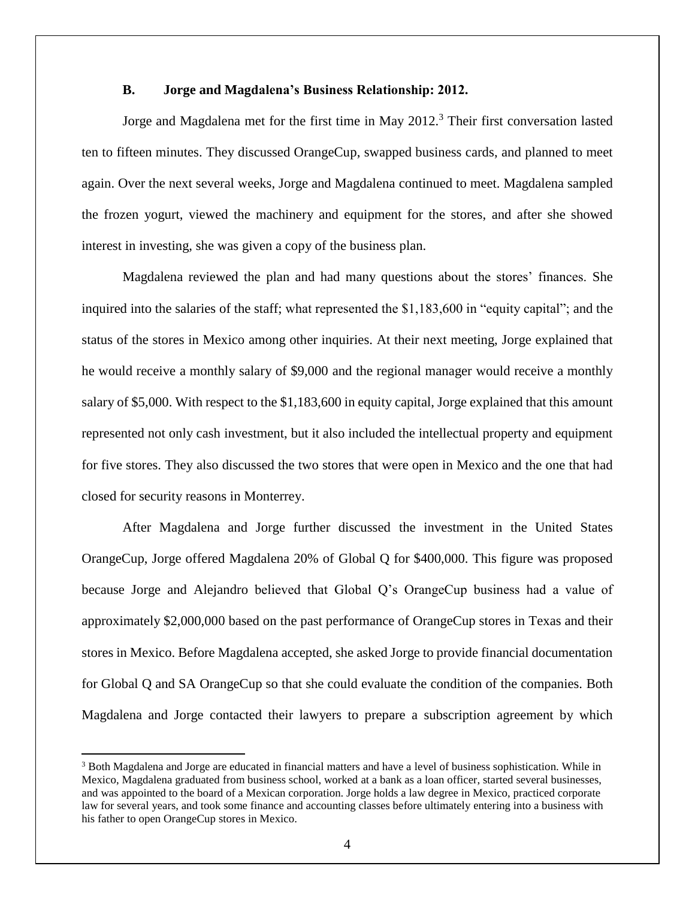### B. Jorge and Magdalena's Business Relationship: 2012.

Jorge and Magdalena met for the first time in May 2012.[3] Their first conversation lasted ten to fifteen minutes. They discussed OrangeCup, swapped business cards, and planned to meet again. Over the next several weeks, Jorge and Magdalena continued to meet. Magdalena sampled the frozen yogurt, viewed the machinery and equipment for the stores, and after she showed interest in investing, she was given a copy of the business plan.

Magdalena reviewed the plan and had many questions about the stores' finances. She inquired into the salaries of the staff; what represented the $1,183,600 in "equity capital"; and the status of the stores in Mexico among other inquiries. At their next meeting, Jorge explained that he would receive a monthly salary of $9,000 and the regional manager would receive a monthly salary of $5,000. With respect to the $1,183,600 in equity capital, Jorge explained that this amount represented not only cash investment, but it also included the intellectual property and equipment for five stores. They also discussed the two stores that were open in Mexico and the one that had closed for security reasons in Monterrey.

After Magdalena and Jorge further discussed the investment in the United States OrangeCup, Jorge offered Magdalena 20% of Global Q for $400,000. This figure was proposed because Jorge and Alejandro believed that Global Q's OrangeCup business had a value of approximately $2,000,000 based on the past performance of OrangeCup stores in Texas and their stores in Mexico. Before Magdalena accepted, she asked Jorge to provide financial documentation for Global Q and SA OrangeCup so that she could evaluate the condition of the companies. Both Magdalena and Jorge contacted their lawyers to prepare a subscription agreement by which

---

[3] Both Magdalena and Jorge are educated in financial matters and have a level of business sophistication. While in Mexico, Magdalena graduated from business school, worked at a bank as a loan officer, started several businesses, and was appointed to the board of a Mexican corporation. Jorge holds a law degree in Mexico, practiced corporate law for several years, and took some finance and accounting classes before ultimately entering into a business with his father to open OrangeCup stores in Mexico.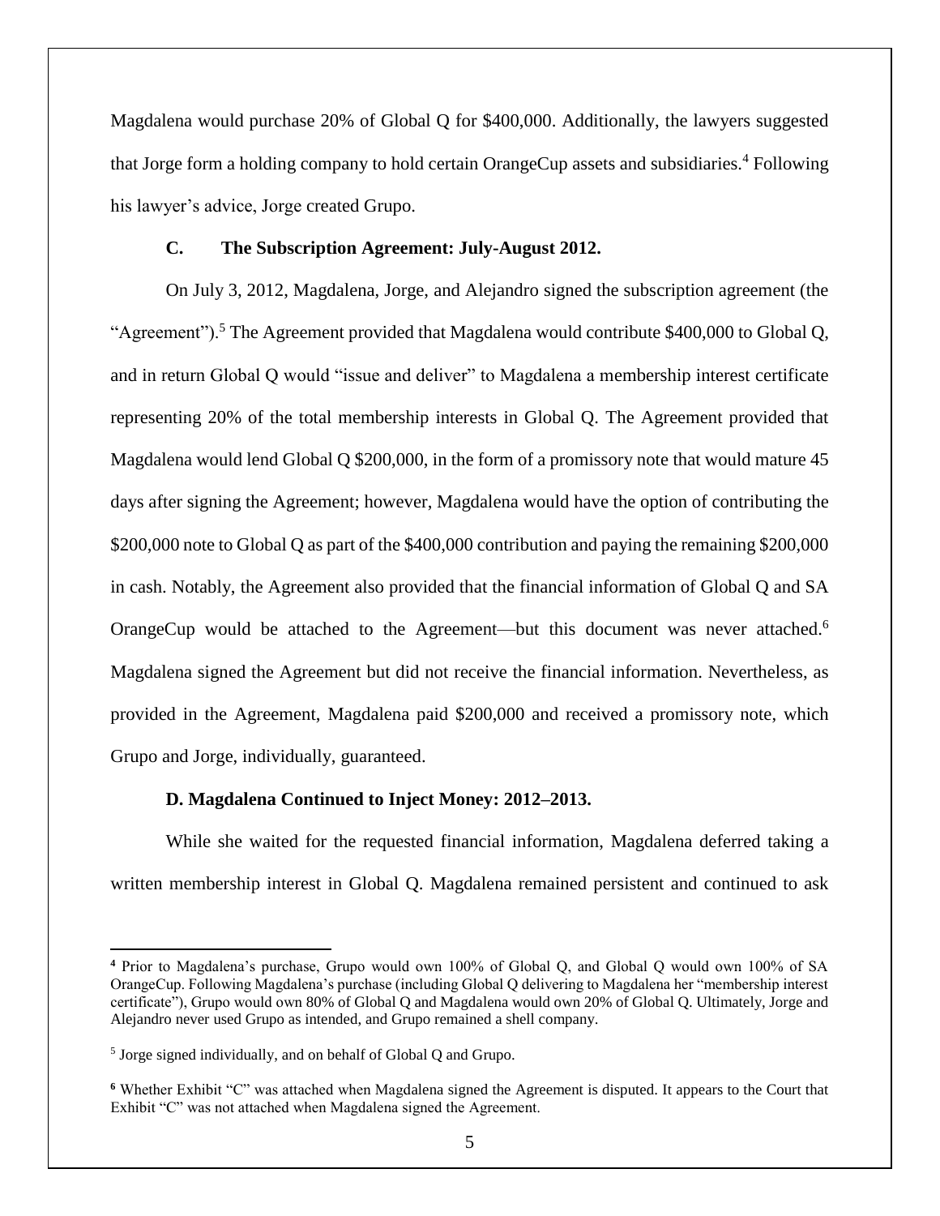Magdalena would purchase 20% of Global Q for $400,000. Additionally, the lawyers suggested that Jorge form a holding company to hold certain OrangeCup assets and subsidiaries.[4] Following his lawyer's advice, Jorge created Grupo.

### C. The Subscription Agreement: July-August 2012.

On July 3, 2012, Magdalena, Jorge, and Alejandro signed the subscription agreement (the "Agreement").[5] The Agreement provided that Magdalena would contribute $400,000 to Global Q, and in return Global Q would "issue and deliver" to Magdalena a membership interest certificate representing 20% of the total membership interests in Global Q. The Agreement provided that Magdalena would lend Global Q $200,000, in the form of a promissory note that would mature 45 days after signing the Agreement; however, Magdalena would have the option of contributing the $200,000 note to Global Q as part of the $400,000 contribution and paying the remaining $200,000 in cash. Notably, the Agreement also provided that the financial information of Global Q and SA OrangeCup would be attached to the Agreement—but this document was never attached.[6] Magdalena signed the Agreement but did not receive the financial information. Nevertheless, as provided in the Agreement, Magdalena paid $200,000 and received a promissory note, which Grupo and Jorge, individually, guaranteed.

### D. Magdalena Continued to Inject Money: 2012–2013.

While she waited for the requested financial information, Magdalena deferred taking a written membership interest in Global Q. Magdalena remained persistent and continued to ask

---

[4] Prior to Magdalena's purchase, Grupo would own 100% of Global Q, and Global Q would own 100% of SA OrangeCup. Following Magdalena's purchase (including Global Q delivering to Magdalena her "membership interest certificate"), Grupo would own 80% of Global Q and Magdalena would own 20% of Global Q. Ultimately, Jorge and Alejandro never used Grupo as intended, and Grupo remained a shell company.

[5] Jorge signed individually, and on behalf of Global Q and Grupo.

[6] Whether Exhibit "C" was attached when Magdalena signed the Agreement is disputed. It appears to the Court that Exhibit "C" was not attached when Magdalena signed the Agreement.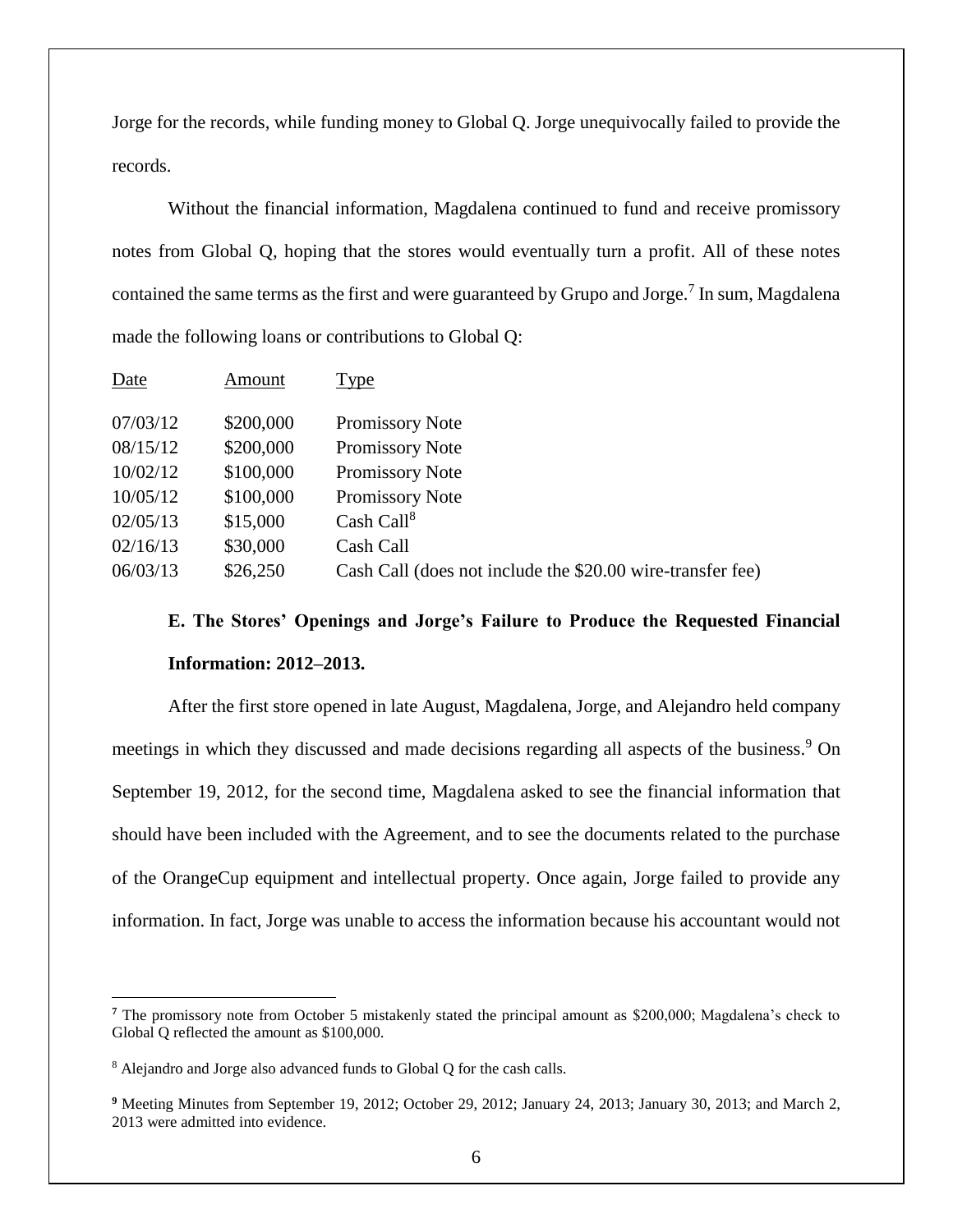Jorge for the records, while funding money to Global Q. Jorge unequivocally failed to provide the records.

Without the financial information, Magdalena continued to fund and receive promissory notes from Global Q, hoping that the stores would eventually turn a profit. All of these notes contained the same terms as the first and were guaranteed by Grupo and Jorge.[7] In sum, Magdalena made the following loans or contributions to Global Q:

| Date | Amount | Type |
|---|---|---|
| 07/03/12 | $200,000 | Promissory Note |
| 08/15/12 | $200,000 | Promissory Note |
| 10/02/12 | $100,000 | Promissory Note |
| 10/05/12 | $100,000 | Promissory Note |
| 02/05/13 | $15,000 | Cash Call[8] |
| 02/16/13 | $30,000 | Cash Call |
| 06/03/13 | $26,250 | Cash Call (does not include the $20.00 wire-transfer fee) |

### E. The Stores' Openings and Jorge's Failure to Produce the Requested Financial Information: 2012–2013.

After the first store opened in late August, Magdalena, Jorge, and Alejandro held company meetings in which they discussed and made decisions regarding all aspects of the business.[9] On September 19, 2012, for the second time, Magdalena asked to see the financial information that should have been included with the Agreement, and to see the documents related to the purchase of the OrangeCup equipment and intellectual property. Once again, Jorge failed to provide any information. In fact, Jorge was unable to access the information because his accountant would not

---

[7] The promissory note from October 5 mistakenly stated the principal amount as $200,000; Magdalena's check to Global Q reflected the amount as $100,000.

[8] Alejandro and Jorge also advanced funds to Global Q for the cash calls.

[9] Meeting Minutes from September 19, 2012; October 29, 2012; January 24, 2013; January 30, 2013; and March 2, 2013 were admitted into evidence.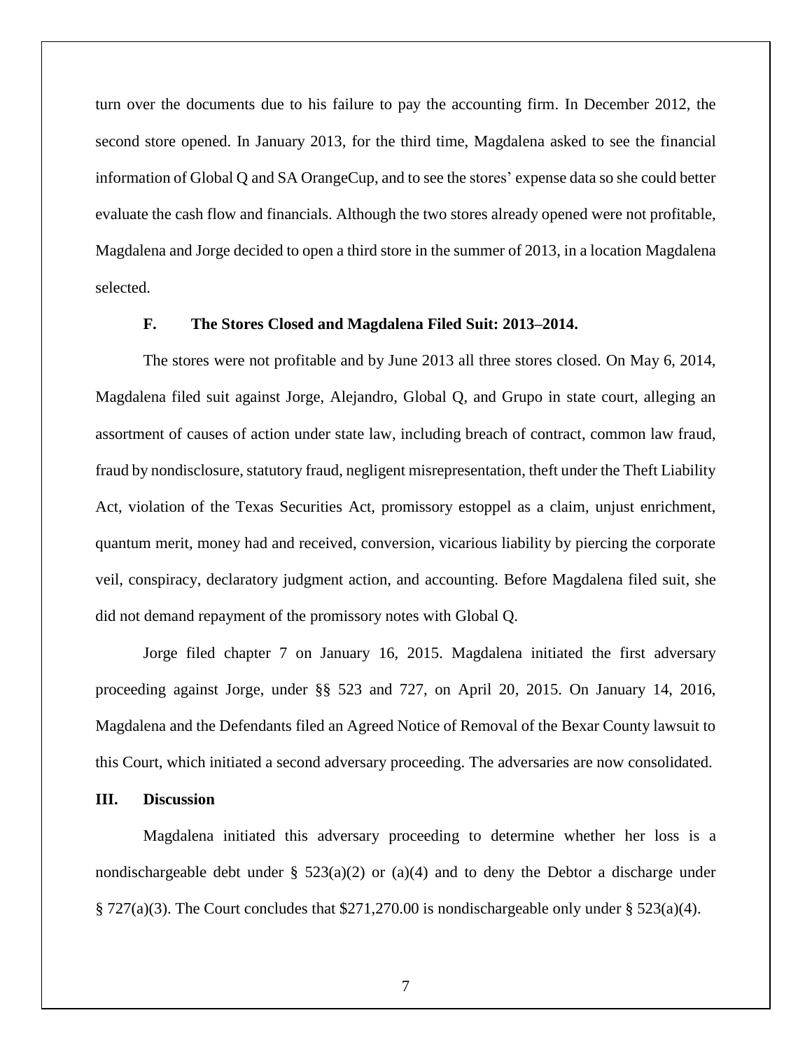turn over the documents due to his failure to pay the accounting firm. In December 2012, the second store opened. In January 2013, for the third time, Magdalena asked to see the financial information of Global Q and SA OrangeCup, and to see the stores' expense data so she could better evaluate the cash flow and financials. Although the two stores already opened were not profitable, Magdalena and Jorge decided to open a third store in the summer of 2013, in a location Magdalena selected.

### F. The Stores Closed and Magdalena Filed Suit: 2013–2014.

The stores were not profitable and by June 2013 all three stores closed. On May 6, 2014, Magdalena filed suit against Jorge, Alejandro, Global Q, and Grupo in state court, alleging an assortment of causes of action under state law, including breach of contract, common law fraud, fraud by nondisclosure, statutory fraud, negligent misrepresentation, theft under the Theft Liability Act, violation of the Texas Securities Act, promissory estoppel as a claim, unjust enrichment, quantum merit, money had and received, conversion, vicarious liability by piercing the corporate veil, conspiracy, declaratory judgment action, and accounting. Before Magdalena filed suit, she did not demand repayment of the promissory notes with Global Q.

Jorge filed chapter 7 on January 16, 2015. Magdalena initiated the first adversary proceeding against Jorge, under §§ 523 and 727, on April 20, 2015. On January 14, 2016, Magdalena and the Defendants filed an Agreed Notice of Removal of the Bexar County lawsuit to this Court, which initiated a second adversary proceeding. The adversaries are now consolidated.

## III. Discussion

Magdalena initiated this adversary proceeding to determine whether her loss is a nondischargeable debt under § 523(a)(2) or (a)(4) and to deny the Debtor a discharge under § 727(a)(3). The Court concludes that $271,270.00 is nondischargeable only under § 523(a)(4).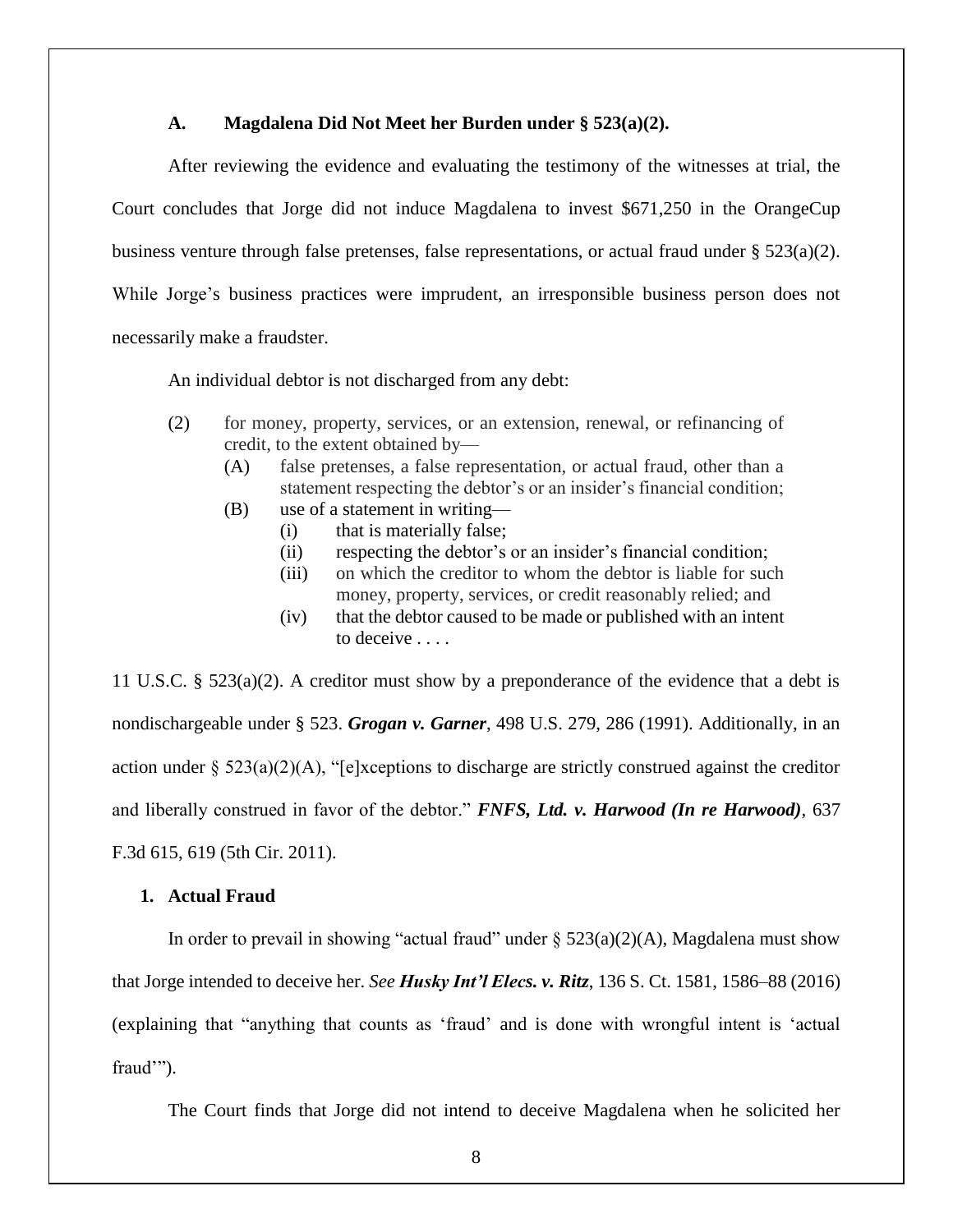### A. Magdalena Did Not Meet her Burden under § 523(a)(2).

After reviewing the evidence and evaluating the testimony of the witnesses at trial, the Court concludes that Jorge did not induce Magdalena to invest \$671,250 in the OrangeCup business venture through false pretenses, false representations, or actual fraud under § 523(a)(2). While Jorge's business practices were imprudent, an irresponsible business person does not necessarily make a fraudster.

An individual debtor is not discharged from any debt:

> (2) for money, property, services, or an extension, renewal, or refinancing of credit, to the extent obtained by—
>
> > (A) false pretenses, a false representation, or actual fraud, other than a statement respecting the debtor's or an insider's financial condition;
> >
> > (B) use of a statement in writing—
> >
> > > (i) that is materially false;
> > >
> > > (ii) respecting the debtor's or an insider's financial condition;
> > >
> > > (iii) on which the creditor to whom the debtor is liable for such money, property, services, or credit reasonably relied; and
> > >
> > > (iv) that the debtor caused to be made or published with an intent to deceive . . . .

11 U.S.C. § 523(a)(2). A creditor must show by a preponderance of the evidence that a debt is nondischargeable under § 523. ***Grogan v. Garner***, 498 U.S. 279, 286 (1991). Additionally, in an action under § 523(a)(2)(A), "[e]xceptions to discharge are strictly construed against the creditor and liberally construed in favor of the debtor." ***FNFS, Ltd. v. Harwood (In re Harwood)***, 637 F.3d 615, 619 (5th Cir. 2011).

#### 1. Actual Fraud

In order to prevail in showing "actual fraud" under § 523(a)(2)(A), Magdalena must show that Jorge intended to deceive her. *See* ***Husky Int'l Elecs. v. Ritz***, 136 S. Ct. 1581, 1586–88 (2016) (explaining that "anything that counts as 'fraud' and is done with wrongful intent is 'actual fraud'").

The Court finds that Jorge did not intend to deceive Magdalena when he solicited her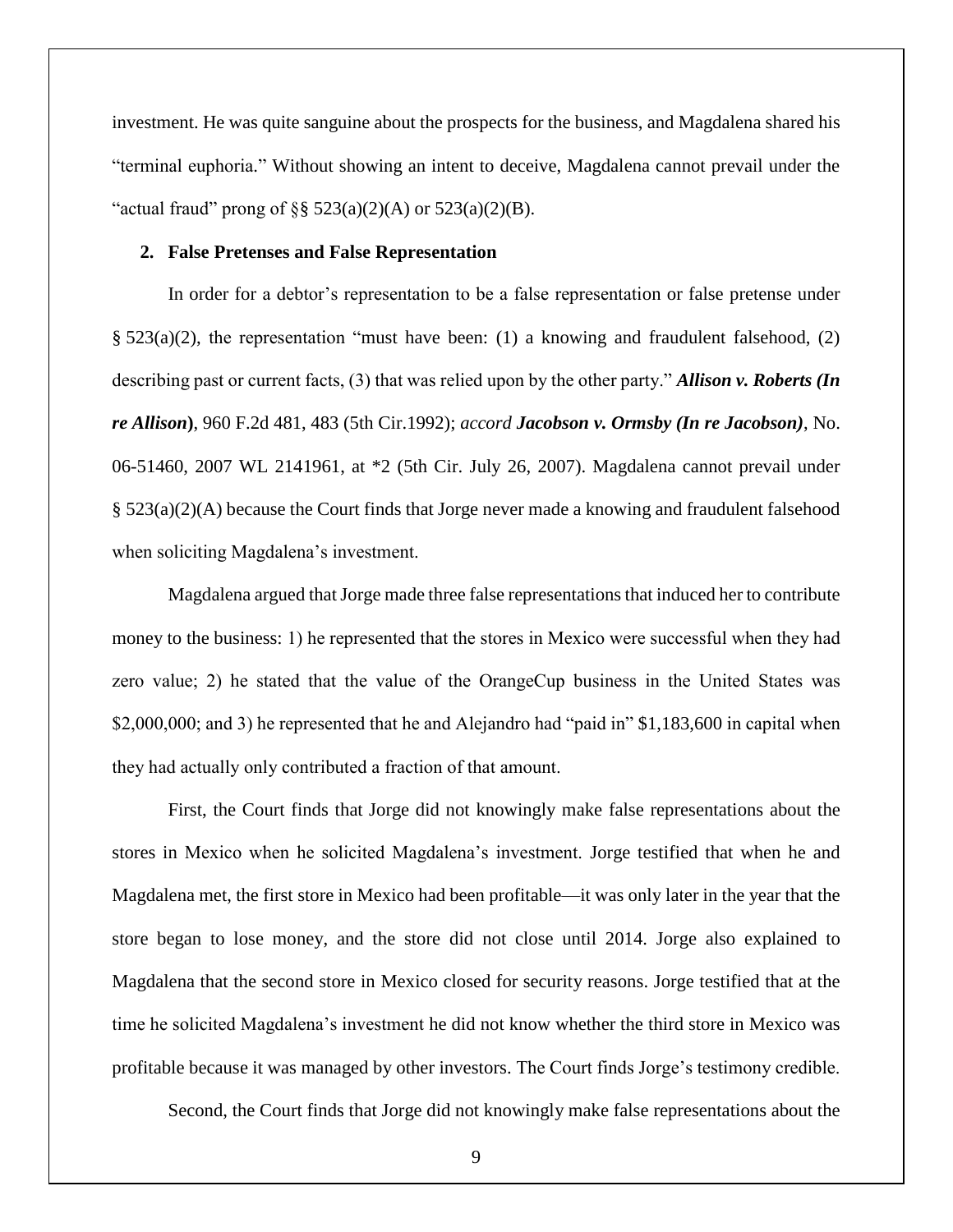investment. He was quite sanguine about the prospects for the business, and Magdalena shared his "terminal euphoria." Without showing an intent to deceive, Magdalena cannot prevail under the "actual fraud" prong of §§ 523(a)(2)(A) or 523(a)(2)(B).

### 2. False Pretenses and False Representation

In order for a debtor's representation to be a false representation or false pretense under § 523(a)(2), the representation "must have been: (1) a knowing and fraudulent falsehood, (2) describing past or current facts, (3) that was relied upon by the other party." ***Allison v. Roberts (In re Allison)***, 960 F.2d 481, 483 (5th Cir.1992); *accord* ***Jacobson v. Ormsby (In re Jacobson)***, No. 06-51460, 2007 WL 2141961, at *2 (5th Cir. July 26, 2007). Magdalena cannot prevail under § 523(a)(2)(A) because the Court finds that Jorge never made a knowing and fraudulent falsehood when soliciting Magdalena's investment.

Magdalena argued that Jorge made three false representations that induced her to contribute money to the business: 1) he represented that the stores in Mexico were successful when they had zero value; 2) he stated that the value of the OrangeCup business in the United States was $2,000,000; and 3) he represented that he and Alejandro had "paid in" $1,183,600 in capital when they had actually only contributed a fraction of that amount.

First, the Court finds that Jorge did not knowingly make false representations about the stores in Mexico when he solicited Magdalena's investment. Jorge testified that when he and Magdalena met, the first store in Mexico had been profitable—it was only later in the year that the store began to lose money, and the store did not close until 2014. Jorge also explained to Magdalena that the second store in Mexico closed for security reasons. Jorge testified that at the time he solicited Magdalena's investment he did not know whether the third store in Mexico was profitable because it was managed by other investors. The Court finds Jorge's testimony credible.

Second, the Court finds that Jorge did not knowingly make false representations about the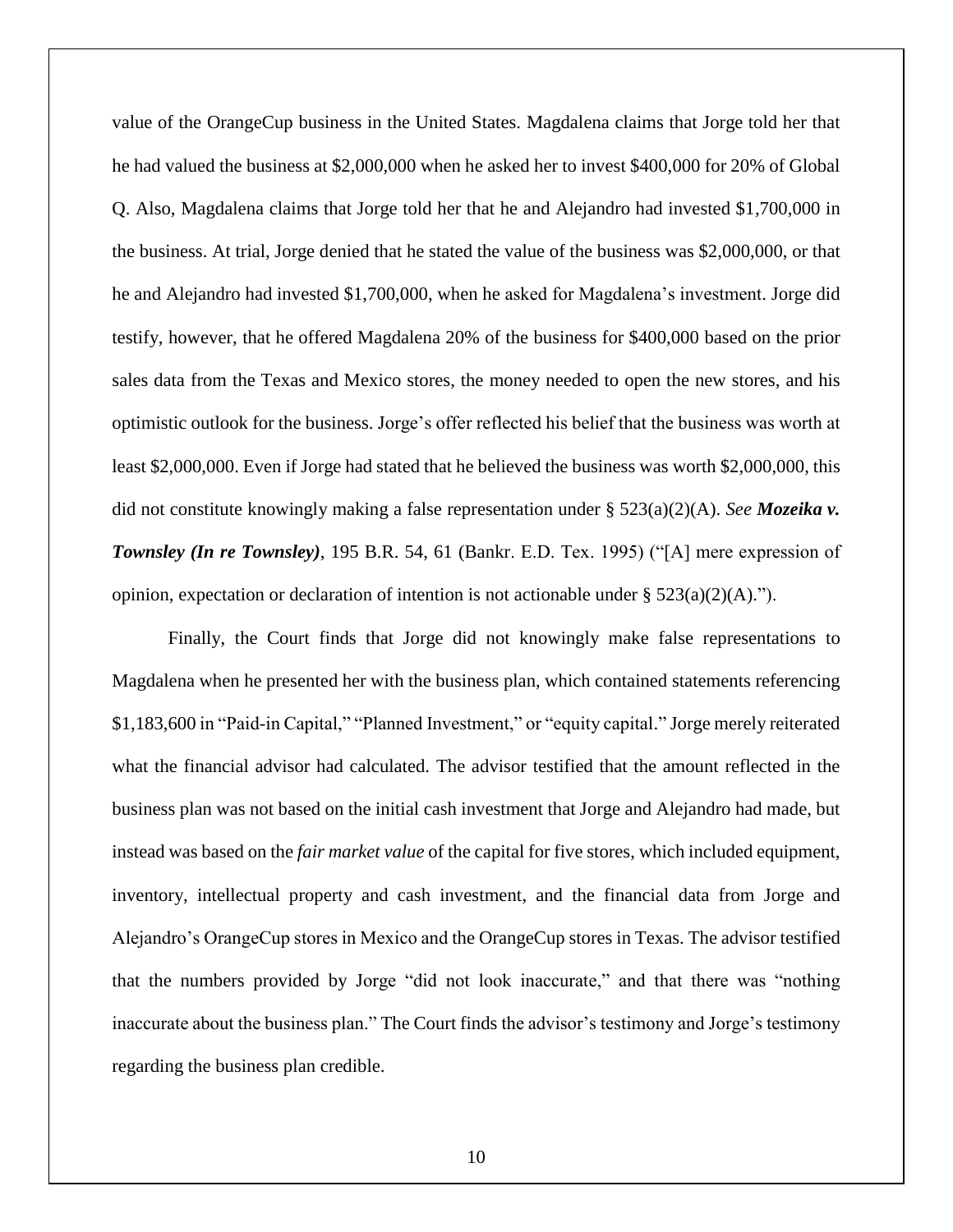value of the OrangeCup business in the United States. Magdalena claims that Jorge told her that he had valued the business at $2,000,000 when he asked her to invest $400,000 for 20% of Global Q. Also, Magdalena claims that Jorge told her that he and Alejandro had invested $1,700,000 in the business. At trial, Jorge denied that he stated the value of the business was $2,000,000, or that he and Alejandro had invested $1,700,000, when he asked for Magdalena's investment. Jorge did testify, however, that he offered Magdalena 20% of the business for $400,000 based on the prior sales data from the Texas and Mexico stores, the money needed to open the new stores, and his optimistic outlook for the business. Jorge's offer reflected his belief that the business was worth at least $2,000,000. Even if Jorge had stated that he believed the business was worth $2,000,000, this did not constitute knowingly making a false representation under § 523(a)(2)(A). *See **Mozeika v. Townsley (In re Townsley)***, 195 B.R. 54, 61 (Bankr. E.D. Tex. 1995) ("[A] mere expression of opinion, expectation or declaration of intention is not actionable under § 523(a)(2)(A).").

Finally, the Court finds that Jorge did not knowingly make false representations to Magdalena when he presented her with the business plan, which contained statements referencing $1,183,600 in "Paid-in Capital," "Planned Investment," or "equity capital." Jorge merely reiterated what the financial advisor had calculated. The advisor testified that the amount reflected in the business plan was not based on the initial cash investment that Jorge and Alejandro had made, but instead was based on the *fair market value* of the capital for five stores, which included equipment, inventory, intellectual property and cash investment, and the financial data from Jorge and Alejandro's OrangeCup stores in Mexico and the OrangeCup stores in Texas. The advisor testified that the numbers provided by Jorge "did not look inaccurate," and that there was "nothing inaccurate about the business plan." The Court finds the advisor's testimony and Jorge's testimony regarding the business plan credible.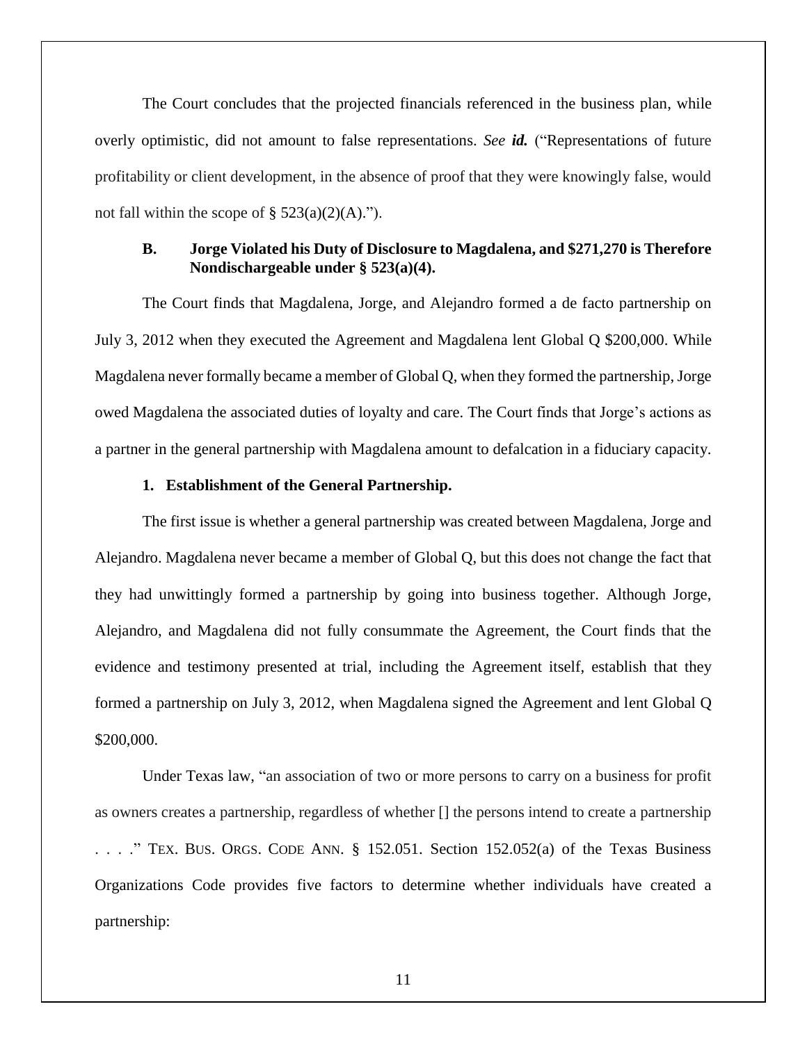The Court concludes that the projected financials referenced in the business plan, while overly optimistic, did not amount to false representations. *See* ***id.*** ("Representations of future profitability or client development, in the absence of proof that they were knowingly false, would not fall within the scope of § 523(a)(2)(A).").

### B. Jorge Violated his Duty of Disclosure to Magdalena, and $271,270 is Therefore Nondischargeable under § 523(a)(4).

The Court finds that Magdalena, Jorge, and Alejandro formed a de facto partnership on July 3, 2012 when they executed the Agreement and Magdalena lent Global Q $200,000. While Magdalena never formally became a member of Global Q, when they formed the partnership, Jorge owed Magdalena the associated duties of loyalty and care. The Court finds that Jorge's actions as a partner in the general partnership with Magdalena amount to defalcation in a fiduciary capacity.

#### 1. Establishment of the General Partnership.

The first issue is whether a general partnership was created between Magdalena, Jorge and Alejandro. Magdalena never became a member of Global Q, but this does not change the fact that they had unwittingly formed a partnership by going into business together. Although Jorge, Alejandro, and Magdalena did not fully consummate the Agreement, the Court finds that the evidence and testimony presented at trial, including the Agreement itself, establish that they formed a partnership on July 3, 2012, when Magdalena signed the Agreement and lent Global Q $200,000.

Under Texas law, "an association of two or more persons to carry on a business for profit as owners creates a partnership, regardless of whether [] the persons intend to create a partnership . . . ." TEX. BUS. ORGS. CODE ANN. § 152.051. Section 152.052(a) of the Texas Business Organizations Code provides five factors to determine whether individuals have created a partnership: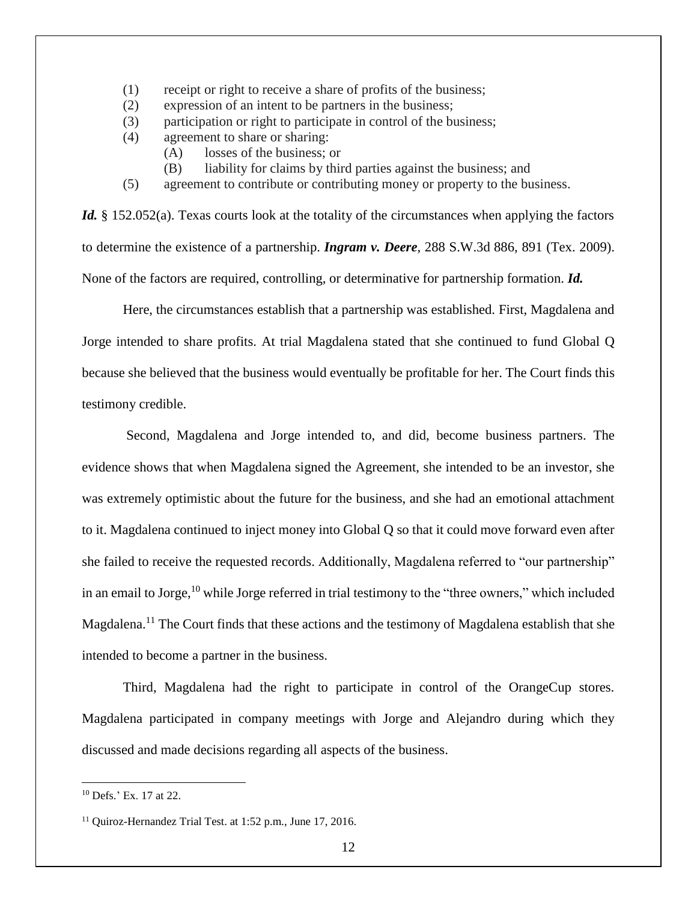(1) receipt or right to receive a share of profits of the business;
(2) expression of an intent to be partners in the business;
(3) participation or right to participate in control of the business;
(4) agreement to share or sharing:
    (A) losses of the business; or
    (B) liability for claims by third parties against the business; and
(5) agreement to contribute or contributing money or property to the business.

***Id.*** § 152.052(a). Texas courts look at the totality of the circumstances when applying the factors to determine the existence of a partnership. ***Ingram v. Deere***, 288 S.W.3d 886, 891 (Tex. 2009). None of the factors are required, controlling, or determinative for partnership formation. ***Id.***

Here, the circumstances establish that a partnership was established. First, Magdalena and Jorge intended to share profits. At trial Magdalena stated that she continued to fund Global Q because she believed that the business would eventually be profitable for her. The Court finds this testimony credible.

Second, Magdalena and Jorge intended to, and did, become business partners. The evidence shows that when Magdalena signed the Agreement, she intended to be an investor, she was extremely optimistic about the future for the business, and she had an emotional attachment to it. Magdalena continued to inject money into Global Q so that it could move forward even after she failed to receive the requested records. Additionally, Magdalena referred to "our partnership" in an email to Jorge,[10] while Jorge referred in trial testimony to the "three owners," which included Magdalena.[11] The Court finds that these actions and the testimony of Magdalena establish that she intended to become a partner in the business.

Third, Magdalena had the right to participate in control of the OrangeCup stores. Magdalena participated in company meetings with Jorge and Alejandro during which they discussed and made decisions regarding all aspects of the business.

---

[10] Defs.' Ex. 17 at 22.

[11] Quiroz-Hernandez Trial Test. at 1:52 p.m., June 17, 2016.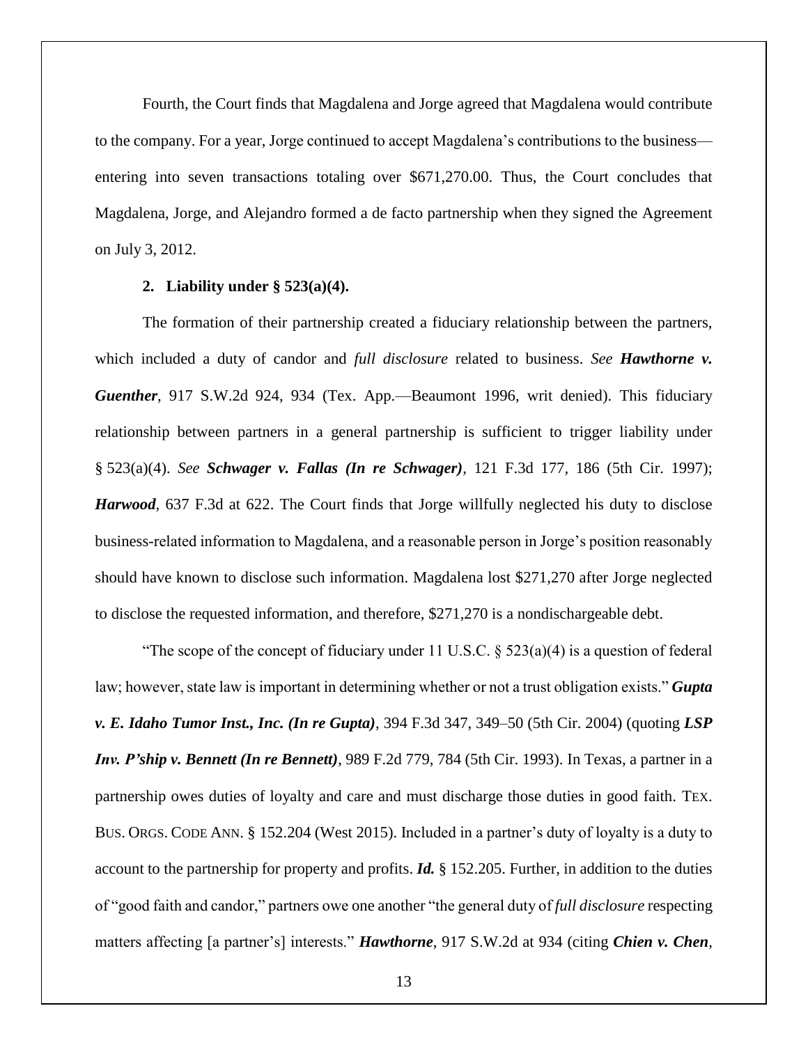Fourth, the Court finds that Magdalena and Jorge agreed that Magdalena would contribute to the company. For a year, Jorge continued to accept Magdalena's contributions to the business—entering into seven transactions totaling over $671,270.00. Thus, the Court concludes that Magdalena, Jorge, and Alejandro formed a de facto partnership when they signed the Agreement on July 3, 2012.

**2. Liability under § 523(a)(4).**

The formation of their partnership created a fiduciary relationship between the partners, which included a duty of candor and *full disclosure* related to business. *See* ***Hawthorne v. Guenther***, 917 S.W.2d 924, 934 (Tex. App.—Beaumont 1996, writ denied). This fiduciary relationship between partners in a general partnership is sufficient to trigger liability under § 523(a)(4). *See* ***Schwager v. Fallas (In re Schwager)***, 121 F.3d 177, 186 (5th Cir. 1997); ***Harwood***, 637 F.3d at 622. The Court finds that Jorge willfully neglected his duty to disclose business-related information to Magdalena, and a reasonable person in Jorge's position reasonably should have known to disclose such information. Magdalena lost $271,270 after Jorge neglected to disclose the requested information, and therefore, $271,270 is a nondischargeable debt.

"The scope of the concept of fiduciary under 11 U.S.C. § 523(a)(4) is a question of federal law; however, state law is important in determining whether or not a trust obligation exists." ***Gupta v. E. Idaho Tumor Inst., Inc. (In re Gupta)***, 394 F.3d 347, 349–50 (5th Cir. 2004) (quoting ***LSP Inv. P'ship v. Bennett (In re Bennett)***, 989 F.2d 779, 784 (5th Cir. 1993). In Texas, a partner in a partnership owes duties of loyalty and care and must discharge those duties in good faith. TEX. BUS. ORGS. CODE ANN. § 152.204 (West 2015). Included in a partner's duty of loyalty is a duty to account to the partnership for property and profits. ***Id.*** § 152.205. Further, in addition to the duties of "good faith and candor," partners owe one another "the general duty of *full disclosure* respecting matters affecting [a partner's] interests." ***Hawthorne***, 917 S.W.2d at 934 (citing ***Chien v. Chen***,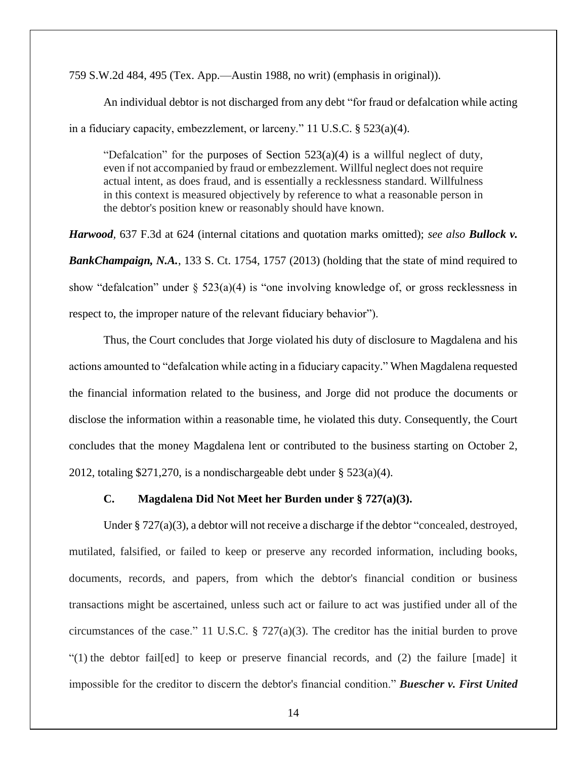759 S.W.2d 484, 495 (Tex. App.—Austin 1988, no writ) (emphasis in original)).

An individual debtor is not discharged from any debt "for fraud or defalcation while acting in a fiduciary capacity, embezzlement, or larceny." 11 U.S.C. § 523(a)(4).

> "Defalcation" for the purposes of Section 523(a)(4) is a willful neglect of duty, even if not accompanied by fraud or embezzlement. Willful neglect does not require actual intent, as does fraud, and is essentially a recklessness standard. Willfulness in this context is measured objectively by reference to what a reasonable person in the debtor's position knew or reasonably should have known.

***Harwood***, 637 F.3d at 624 (internal citations and quotation marks omitted); *see also* ***Bullock v. BankChampaign, N.A.***, 133 S. Ct. 1754, 1757 (2013) (holding that the state of mind required to show "defalcation" under § 523(a)(4) is "one involving knowledge of, or gross recklessness in respect to, the improper nature of the relevant fiduciary behavior").

Thus, the Court concludes that Jorge violated his duty of disclosure to Magdalena and his actions amounted to "defalcation while acting in a fiduciary capacity." When Magdalena requested the financial information related to the business, and Jorge did not produce the documents or disclose the information within a reasonable time, he violated this duty. Consequently, the Court concludes that the money Magdalena lent or contributed to the business starting on October 2, 2012, totaling $271,270, is a nondischargeable debt under § 523(a)(4).

### C. Magdalena Did Not Meet her Burden under § 727(a)(3).

Under § 727(a)(3), a debtor will not receive a discharge if the debtor "concealed, destroyed, mutilated, falsified, or failed to keep or preserve any recorded information, including books, documents, records, and papers, from which the debtor's financial condition or business transactions might be ascertained, unless such act or failure to act was justified under all of the circumstances of the case." 11 U.S.C. § 727(a)(3). The creditor has the initial burden to prove "(1) the debtor fail[ed] to keep or preserve financial records, and (2) the failure [made] it impossible for the creditor to discern the debtor's financial condition." ***Buescher v. First United***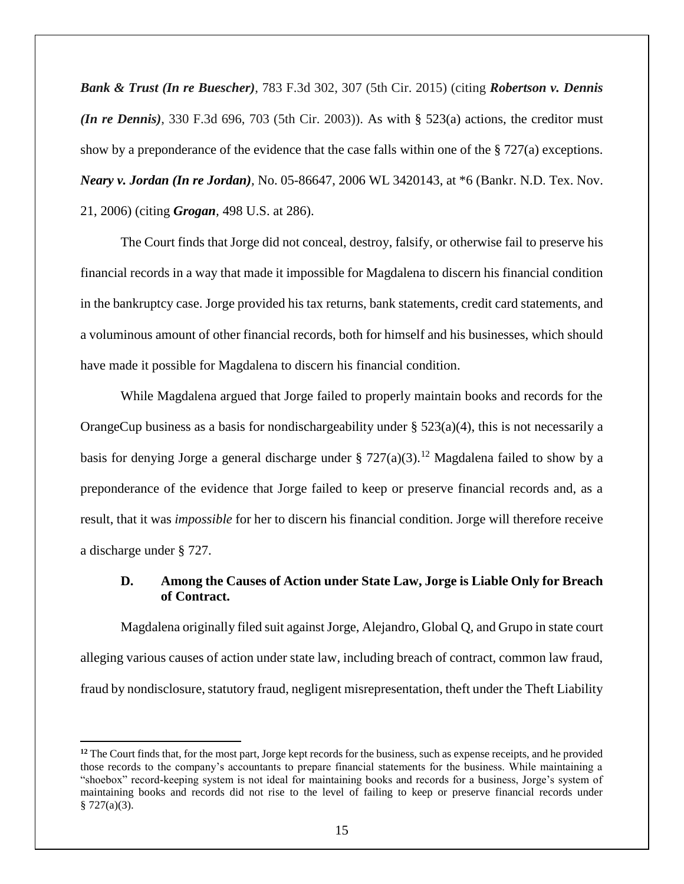***Bank & Trust (In re Buescher)***, 783 F.3d 302, 307 (5th Cir. 2015) (citing ***Robertson v. Dennis (In re Dennis)***, 330 F.3d 696, 703 (5th Cir. 2003)). As with § 523(a) actions, the creditor must show by a preponderance of the evidence that the case falls within one of the § 727(a) exceptions. ***Neary v. Jordan (In re Jordan)***, No. 05-86647, 2006 WL 3420143, at *6 (Bankr. N.D. Tex. Nov. 21, 2006) (citing ***Grogan***, 498 U.S. at 286).

The Court finds that Jorge did not conceal, destroy, falsify, or otherwise fail to preserve his financial records in a way that made it impossible for Magdalena to discern his financial condition in the bankruptcy case. Jorge provided his tax returns, bank statements, credit card statements, and a voluminous amount of other financial records, both for himself and his businesses, which should have made it possible for Magdalena to discern his financial condition.

While Magdalena argued that Jorge failed to properly maintain books and records for the OrangeCup business as a basis for nondischargeability under § 523(a)(4), this is not necessarily a basis for denying Jorge a general discharge under § 727(a)(3).[12] Magdalena failed to show by a preponderance of the evidence that Jorge failed to keep or preserve financial records and, as a result, that it was *impossible* for her to discern his financial condition. Jorge will therefore receive a discharge under § 727.

### D. Among the Causes of Action under State Law, Jorge is Liable Only for Breach of Contract.

Magdalena originally filed suit against Jorge, Alejandro, Global Q, and Grupo in state court alleging various causes of action under state law, including breach of contract, common law fraud, fraud by nondisclosure, statutory fraud, negligent misrepresentation, theft under the Theft Liability

---

[12] The Court finds that, for the most part, Jorge kept records for the business, such as expense receipts, and he provided those records to the company's accountants to prepare financial statements for the business. While maintaining a "shoebox" record-keeping system is not ideal for maintaining books and records for a business, Jorge's system of maintaining books and records did not rise to the level of failing to keep or preserve financial records under § 727(a)(3).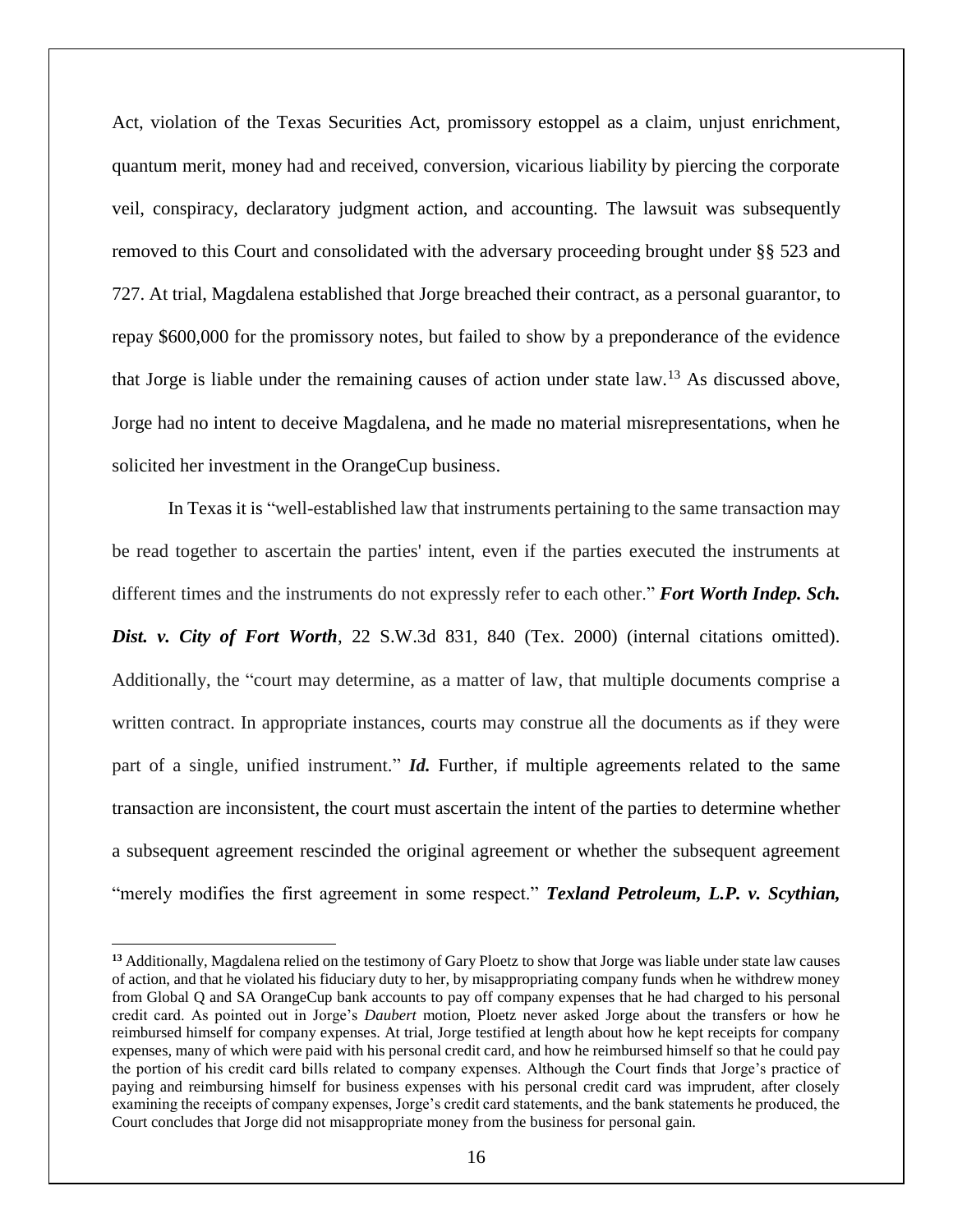Act, violation of the Texas Securities Act, promissory estoppel as a claim, unjust enrichment, quantum merit, money had and received, conversion, vicarious liability by piercing the corporate veil, conspiracy, declaratory judgment action, and accounting. The lawsuit was subsequently removed to this Court and consolidated with the adversary proceeding brought under §§ 523 and 727. At trial, Magdalena established that Jorge breached their contract, as a personal guarantor, to repay $600,000 for the promissory notes, but failed to show by a preponderance of the evidence that Jorge is liable under the remaining causes of action under state law.[13] As discussed above, Jorge had no intent to deceive Magdalena, and he made no material misrepresentations, when he solicited her investment in the OrangeCup business.

In Texas it is "well-established law that instruments pertaining to the same transaction may be read together to ascertain the parties' intent, even if the parties executed the instruments at different times and the instruments do not expressly refer to each other." ***Fort Worth Indep. Sch. Dist. v. City of Fort Worth***, 22 S.W.3d 831, 840 (Tex. 2000) (internal citations omitted). Additionally, the "court may determine, as a matter of law, that multiple documents comprise a written contract. In appropriate instances, courts may construe all the documents as if they were part of a single, unified instrument." ***Id.*** Further, if multiple agreements related to the same transaction are inconsistent, the court must ascertain the intent of the parties to determine whether a subsequent agreement rescinded the original agreement or whether the subsequent agreement "merely modifies the first agreement in some respect." ***Texland Petroleum, L.P. v. Scythian,***

[13] Additionally, Magdalena relied on the testimony of Gary Ploetz to show that Jorge was liable under state law causes of action, and that he violated his fiduciary duty to her, by misappropriating company funds when he withdrew money from Global Q and SA OrangeCup bank accounts to pay off company expenses that he had charged to his personal credit card. As pointed out in Jorge's *Daubert* motion, Ploetz never asked Jorge about the transfers or how he reimbursed himself for company expenses. At trial, Jorge testified at length about how he kept receipts for company expenses, many of which were paid with his personal credit card, and how he reimbursed himself so that he could pay the portion of his credit card bills related to company expenses. Although the Court finds that Jorge's practice of paying and reimbursing himself for business expenses with his personal credit card was imprudent, after closely examining the receipts of company expenses, Jorge's credit card statements, and the bank statements he produced, the Court concludes that Jorge did not misappropriate money from the business for personal gain.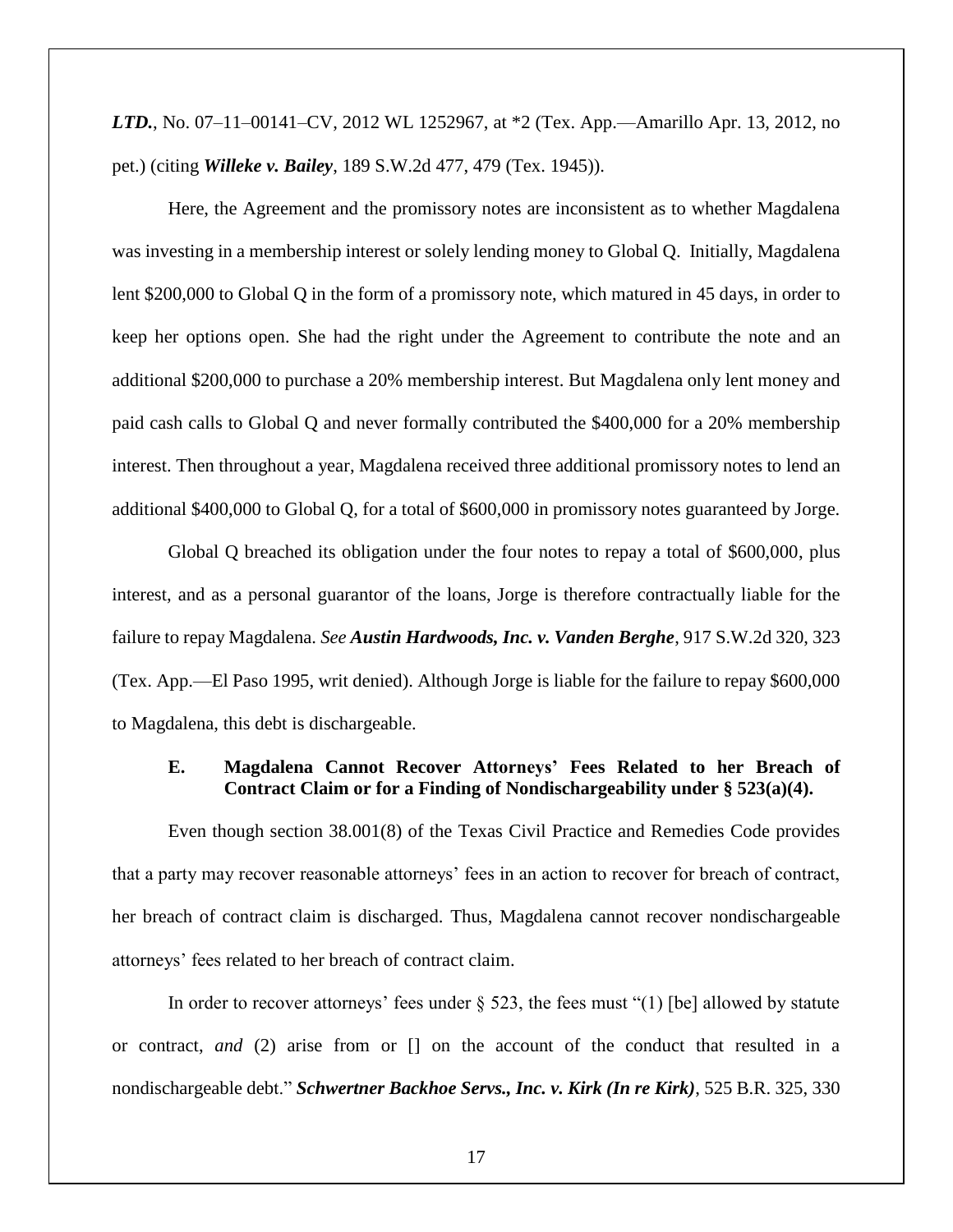***LTD.***, No. 07–11–00141–CV, 2012 WL 1252967, at *2 (Tex. App.—Amarillo Apr. 13, 2012, no pet.) (citing ***Willeke v. Bailey***, 189 S.W.2d 477, 479 (Tex. 1945)).

Here, the Agreement and the promissory notes are inconsistent as to whether Magdalena was investing in a membership interest or solely lending money to Global Q. Initially, Magdalena lent $200,000 to Global Q in the form of a promissory note, which matured in 45 days, in order to keep her options open. She had the right under the Agreement to contribute the note and an additional $200,000 to purchase a 20% membership interest. But Magdalena only lent money and paid cash calls to Global Q and never formally contributed the $400,000 for a 20% membership interest. Then throughout a year, Magdalena received three additional promissory notes to lend an additional $400,000 to Global Q, for a total of $600,000 in promissory notes guaranteed by Jorge.

Global Q breached its obligation under the four notes to repay a total of $600,000, plus interest, and as a personal guarantor of the loans, Jorge is therefore contractually liable for the failure to repay Magdalena. *See* ***Austin Hardwoods, Inc. v. Vanden Berghe***, 917 S.W.2d 320, 323 (Tex. App.—El Paso 1995, writ denied). Although Jorge is liable for the failure to repay $600,000 to Magdalena, this debt is dischargeable.

### E. Magdalena Cannot Recover Attorneys' Fees Related to her Breach of Contract Claim or for a Finding of Nondischargeability under § 523(a)(4).

Even though section 38.001(8) of the Texas Civil Practice and Remedies Code provides that a party may recover reasonable attorneys' fees in an action to recover for breach of contract, her breach of contract claim is discharged. Thus, Magdalena cannot recover nondischargeable attorneys' fees related to her breach of contract claim.

In order to recover attorneys' fees under § 523, the fees must "(1) [be] allowed by statute or contract, *and* (2) arise from or [] on the account of the conduct that resulted in a nondischargeable debt." ***Schwertner Backhoe Servs., Inc. v. Kirk (In re Kirk)***, 525 B.R. 325, 330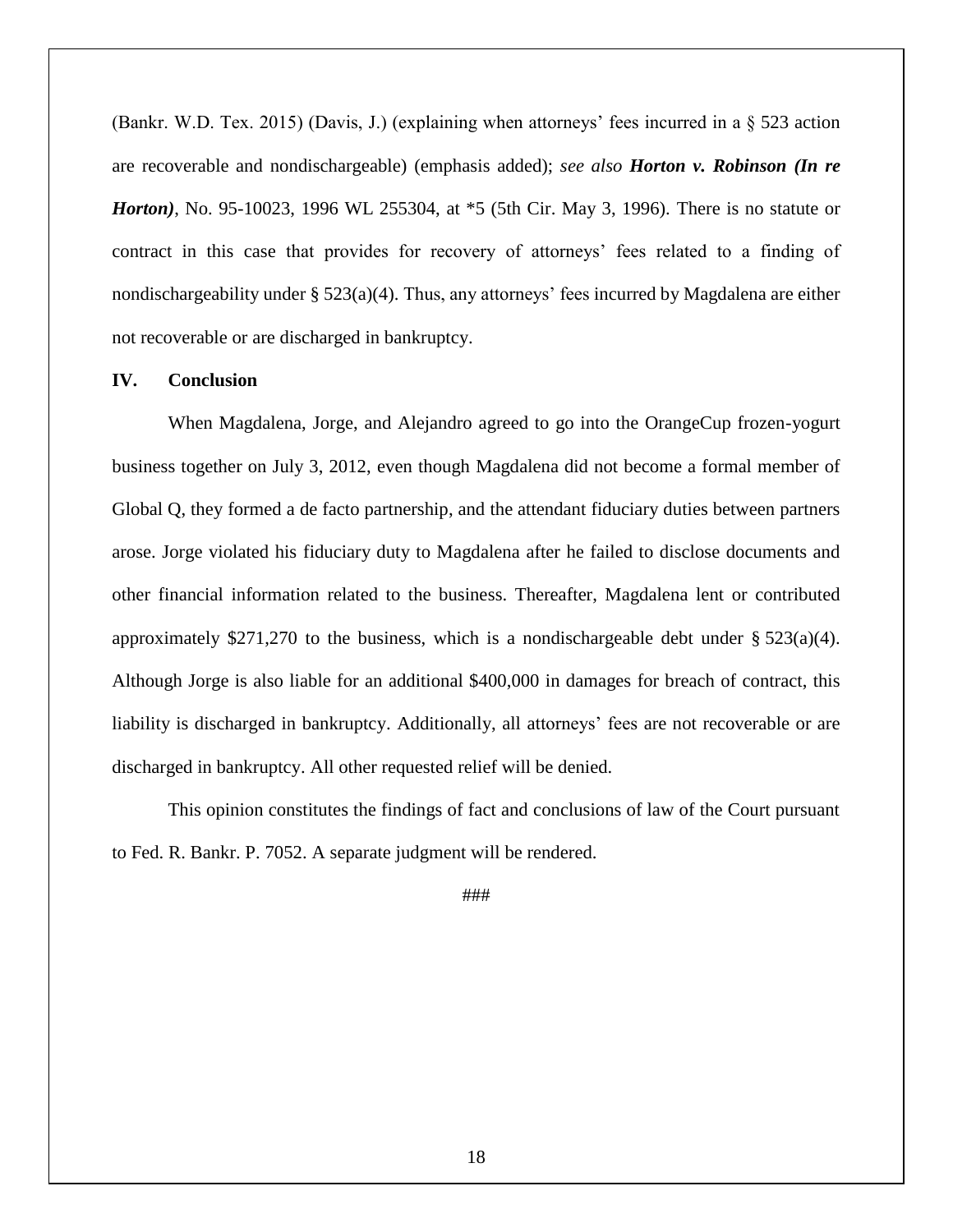(Bankr. W.D. Tex. 2015) (Davis, J.) (explaining when attorneys' fees incurred in a § 523 action are recoverable and nondischargeable) (emphasis added); *see also* ***Horton v. Robinson (In re Horton)***, No. 95-10023, 1996 WL 255304, at *5 (5th Cir. May 3, 1996). There is no statute or contract in this case that provides for recovery of attorneys' fees related to a finding of nondischargeability under § 523(a)(4). Thus, any attorneys' fees incurred by Magdalena are either not recoverable or are discharged in bankruptcy.

## IV. Conclusion

When Magdalena, Jorge, and Alejandro agreed to go into the OrangeCup frozen-yogurt business together on July 3, 2012, even though Magdalena did not become a formal member of Global Q, they formed a de facto partnership, and the attendant fiduciary duties between partners arose. Jorge violated his fiduciary duty to Magdalena after he failed to disclose documents and other financial information related to the business. Thereafter, Magdalena lent or contributed approximately $271,270 to the business, which is a nondischargeable debt under § 523(a)(4). Although Jorge is also liable for an additional $400,000 in damages for breach of contract, this liability is discharged in bankruptcy. Additionally, all attorneys' fees are not recoverable or are discharged in bankruptcy. All other requested relief will be denied.

This opinion constitutes the findings of fact and conclusions of law of the Court pursuant to Fed. R. Bankr. P. 7052. A separate judgment will be rendered.

###